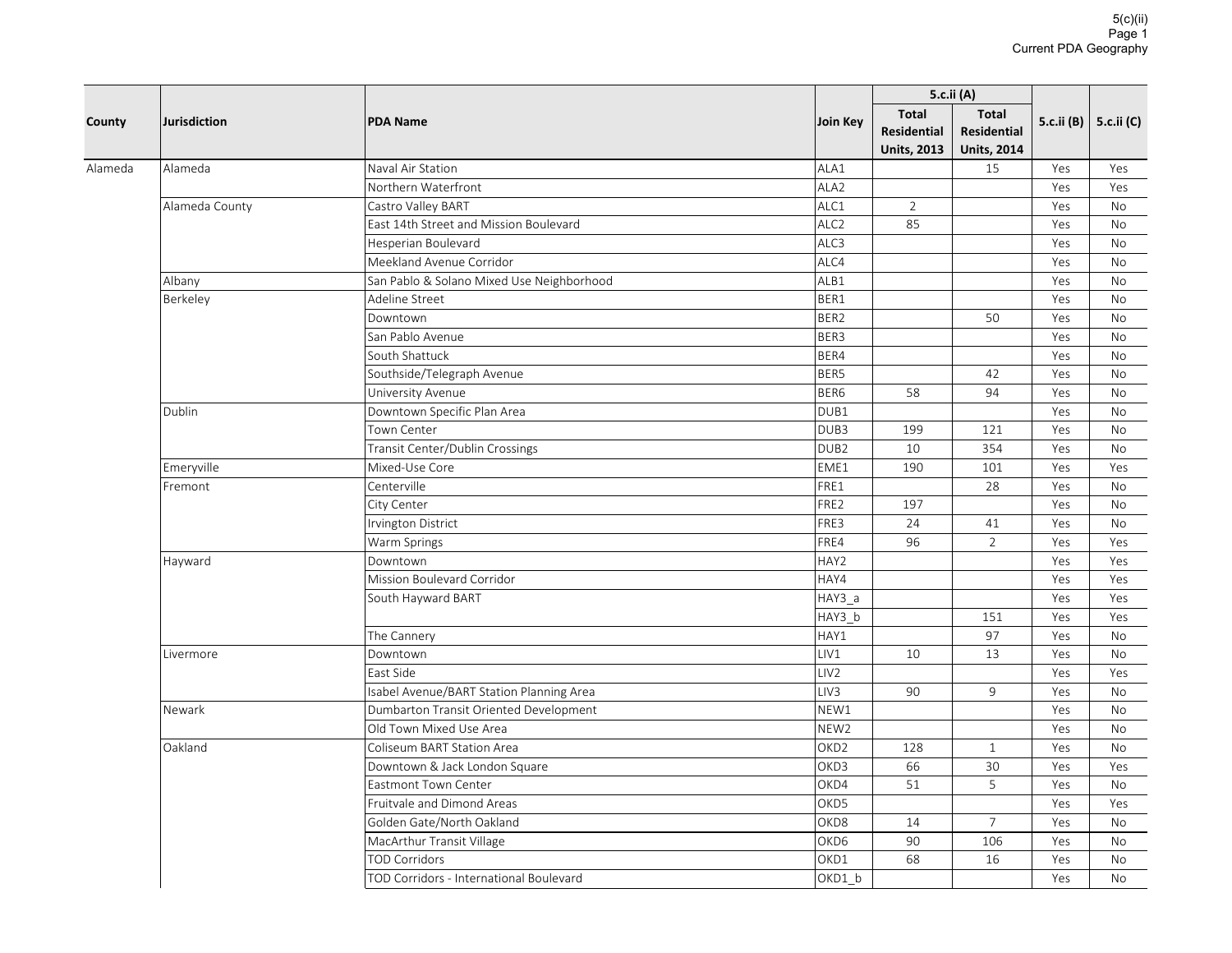5(c)(ii)
Current PDA Geography

| County | Jurisdiction | PDA Name | Join Key | 5.c.ii (A) | | 5.c.ii (B) | 5.c.ii (C) |
|---|---|---|---|---|---|---|---|
| | | | | Total Residential Units, 2013 | Total Residential Units, 2014 | | |
| Alameda | Alameda | Naval Air Station | ALA1 | | 15 | Yes | Yes |
| | | Northern Waterfront | ALA2 | | | Yes | Yes |
| | Alameda County | Castro Valley BART | ALC1 | 2 | | Yes | No |
| | | East 14th Street and Mission Boulevard | ALC2 | 85 | | Yes | No |
| | | Hesperian Boulevard | ALC3 | | | Yes | No |
| | | Meekland Avenue Corridor | ALC4 | | | Yes | No |
| | Albany | San Pablo & Solano Mixed Use Neighborhood | ALB1 | | | Yes | No |
| | Berkeley | Adeline Street | BER1 | | | Yes | No |
| | | Downtown | BER2 | | 50 | Yes | No |
| | | San Pablo Avenue | BER3 | | | Yes | No |
| | | South Shattuck | BER4 | | | Yes | No |
| | | Southside/Telegraph Avenue | BER5 | | 42 | Yes | No |
| | | University Avenue | BER6 | 58 | 94 | Yes | No |
| | Dublin | Downtown Specific Plan Area | DUB1 | | | Yes | No |
| | | Town Center | DUB3 | 199 | 121 | Yes | No |
| | | Transit Center/Dublin Crossings | DUB2 | 10 | 354 | Yes | No |
| | Emeryville | Mixed-Use Core | EME1 | 190 | 101 | Yes | Yes |
| | Fremont | Centerville | FRE1 | | 28 | Yes | No |
| | | City Center | FRE2 | 197 | | Yes | No |
| | | Irvington District | FRE3 | 24 | 41 | Yes | No |
| | | Warm Springs | FRE4 | 96 | 2 | Yes | Yes |
| | Hayward | Downtown | HAY2 | | | Yes | Yes |
| | | Mission Boulevard Corridor | HAY4 | | | Yes | Yes |
| | | South Hayward BART | HAY3_a | | | Yes | Yes |
| | | | HAY3_b | | 151 | Yes | Yes |
| | | The Cannery | HAY1 | | 97 | Yes | No |
| | Livermore | Downtown | LIV1 | 10 | 13 | Yes | No |
| | | East Side | LIV2 | | | Yes | Yes |
| | | Isabel Avenue/BART Station Planning Area | LIV3 | 90 | 9 | Yes | No |
| | Newark | Dumbarton Transit Oriented Development | NEW1 | | | Yes | No |
| | | Old Town Mixed Use Area | NEW2 | | | Yes | No |
| | Oakland | Coliseum BART Station Area | OKD2 | 128 | 1 | Yes | No |
| | | Downtown & Jack London Square | OKD3 | 66 | 30 | Yes | Yes |
| | | Eastmont Town Center | OKD4 | 51 | 5 | Yes | No |
| | | Fruitvale and Dimond Areas | OKD5 | | | Yes | Yes |
| | | Golden Gate/North Oakland | OKD8 | 14 | 7 | Yes | No |
| | | MacArthur Transit Village | OKD6 | 90 | 106 | Yes | No |
| | | TOD Corridors | OKD1 | 68 | 16 | Yes | No |
| | | TOD Corridors - International Boulevard | OKD1_b | | | Yes | No |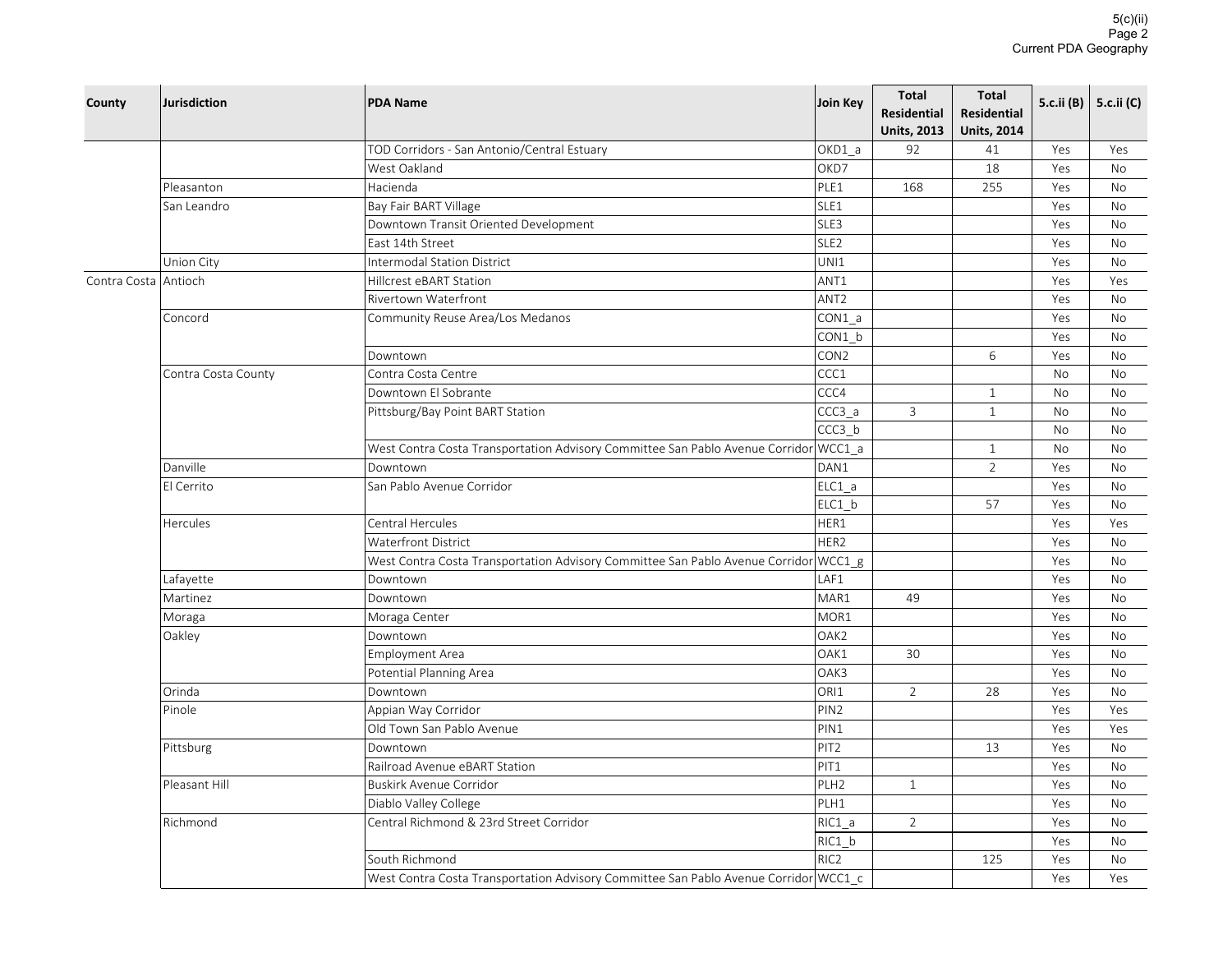| County | Jurisdiction | PDA Name | Join Key | Total Residential Units, 2013 | Total Residential Units, 2014 | 5.c.ii (B) | 5.c.ii (C) |
|---|---|---|---|---|---|---|---|
| | | TOD Corridors - San Antonio/Central Estuary | OKD1_a | 92 | 41 | Yes | Yes |
| | | West Oakland | OKD7 | | 18 | Yes | No |
| | Pleasanton | Hacienda | PLE1 | 168 | 255 | Yes | No |
| | San Leandro | Bay Fair BART Village | SLE1 | | | Yes | No |
| | | Downtown Transit Oriented Development | SLE3 | | | Yes | No |
| | | East 14th Street | SLE2 | | | Yes | No |
| | Union City | Intermodal Station District | UNI1 | | | Yes | No |
| Contra Costa | Antioch | Hillcrest eBART Station | ANT1 | | | Yes | Yes |
| | | Rivertown Waterfront | ANT2 | | | Yes | No |
| | Concord | Community Reuse Area/Los Medanos | CON1_a | | | Yes | No |
| | | | CON1_b | | | Yes | No |
| | | Downtown | CON2 | | 6 | Yes | No |
| | Contra Costa County | Contra Costa Centre | CCC1 | | | No | No |
| | | Downtown El Sobrante | CCC4 | | 1 | No | No |
| | | Pittsburg/Bay Point BART Station | CCC3_a | 3 | 1 | No | No |
| | | | CCC3_b | | | No | No |
| | | West Contra Costa Transportation Advisory Committee San Pablo Avenue Corridor | WCC1_a | | 1 | No | No |
| | Danville | Downtown | DAN1 | | 2 | Yes | No |
| | El Cerrito | San Pablo Avenue Corridor | ELC1_a | | | Yes | No |
| | | | ELC1_b | | 57 | Yes | No |
| | Hercules | Central Hercules | HER1 | | | Yes | Yes |
| | | Waterfront District | HER2 | | | Yes | No |
| | | West Contra Costa Transportation Advisory Committee San Pablo Avenue Corridor | WCC1_g | | | Yes | No |
| | Lafayette | Downtown | LAF1 | | | Yes | No |
| | Martinez | Downtown | MAR1 | 49 | | Yes | No |
| | Moraga | Moraga Center | MOR1 | | | Yes | No |
| | Oakley | Downtown | OAK2 | | | Yes | No |
| | | Employment Area | OAK1 | 30 | | Yes | No |
| | | Potential Planning Area | OAK3 | | | Yes | No |
| | Orinda | Downtown | ORI1 | 2 | 28 | Yes | No |
| | Pinole | Appian Way Corridor | PIN2 | | | Yes | Yes |
| | | Old Town San Pablo Avenue | PIN1 | | | Yes | Yes |
| | Pittsburg | Downtown | PIT2 | | 13 | Yes | No |
| | | Railroad Avenue eBART Station | PIT1 | | | Yes | No |
| | Pleasant Hill | Buskirk Avenue Corridor | PLH2 | 1 | | Yes | No |
| | | Diablo Valley College | PLH1 | | | Yes | No |
| | Richmond | Central Richmond & 23rd Street Corridor | RIC1_a | 2 | | Yes | No |
| | | | RIC1_b | | | Yes | No |
| | | South Richmond | RIC2 | | 125 | Yes | No |
| | | West Contra Costa Transportation Advisory Committee San Pablo Avenue Corridor | WCC1_c | | | Yes | Yes |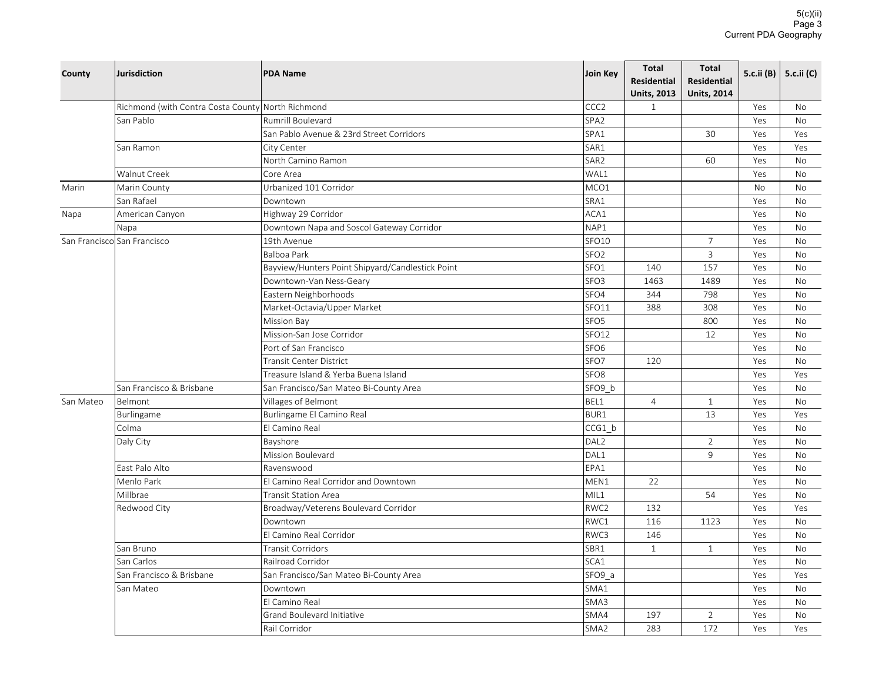| County | Jurisdiction | PDA Name | Join Key | Total Residential Units, 2013 | Total Residential Units, 2014 | 5.c.ii (B) | 5.c.ii (C) |
|---|---|---|---|---|---|---|---|
| | Richmond (with Contra Costa County | North Richmond | CCC2 | 1 | | Yes | No |
| | San Pablo | Rumrill Boulevard | SPA2 | | | Yes | No |
| | | San Pablo Avenue & 23rd Street Corridors | SPA1 | | 30 | Yes | Yes |
| | San Ramon | City Center | SAR1 | | | Yes | Yes |
| | | North Camino Ramon | SAR2 | | 60 | Yes | No |
| | Walnut Creek | Core Area | WAL1 | | | Yes | No |
| Marin | Marin County | Urbanized 101 Corridor | MCO1 | | | No | No |
| | San Rafael | Downtown | SRA1 | | | Yes | No |
| Napa | American Canyon | Highway 29 Corridor | ACA1 | | | Yes | No |
| | Napa | Downtown Napa and Soscol Gateway Corridor | NAP1 | | | Yes | No |
| San Francisco | San Francisco | 19th Avenue | SFO10 | | 7 | Yes | No |
| | | Balboa Park | SFO2 | | 3 | Yes | No |
| | | Bayview/Hunters Point Shipyard/Candlestick Point | SFO1 | 140 | 157 | Yes | No |
| | | Downtown-Van Ness-Geary | SFO3 | 1463 | 1489 | Yes | No |
| | | Eastern Neighborhoods | SFO4 | 344 | 798 | Yes | No |
| | | Market-Octavia/Upper Market | SFO11 | 388 | 308 | Yes | No |
| | | Mission Bay | SFO5 | | 800 | Yes | No |
| | | Mission-San Jose Corridor | SFO12 | | 12 | Yes | No |
| | | Port of San Francisco | SFO6 | | | Yes | No |
| | | Transit Center District | SFO7 | 120 | | Yes | No |
| | | Treasure Island & Yerba Buena Island | SFO8 | | | Yes | Yes |
| | San Francisco & Brisbane | San Francisco/San Mateo Bi-County Area | SFO9_b | | | Yes | No |
| San Mateo | Belmont | Villages of Belmont | BEL1 | 4 | 1 | Yes | No |
| | Burlingame | Burlingame El Camino Real | BUR1 | | 13 | Yes | Yes |
| | Colma | El Camino Real | CCG1_b | | | Yes | No |
| | Daly City | Bayshore | DAL2 | | 2 | Yes | No |
| | | Mission Boulevard | DAL1 | | 9 | Yes | No |
| | East Palo Alto | Ravenswood | EPA1 | | | Yes | No |
| | Menlo Park | El Camino Real Corridor and Downtown | MEN1 | 22 | | Yes | No |
| | Millbrae | Transit Station Area | MIL1 | | 54 | Yes | No |
| | Redwood City | Broadway/Veterens Boulevard Corridor | RWC2 | 132 | | Yes | Yes |
| | | Downtown | RWC1 | 116 | 1123 | Yes | No |
| | | El Camino Real Corridor | RWC3 | 146 | | Yes | No |
| | San Bruno | Transit Corridors | SBR1 | 1 | 1 | Yes | No |
| | San Carlos | Railroad Corridor | SCA1 | | | Yes | No |
| | San Francisco & Brisbane | San Francisco/San Mateo Bi-County Area | SFO9_a | | | Yes | Yes |
| | San Mateo | Downtown | SMA1 | | | Yes | No |
| | | El Camino Real | SMA3 | | | Yes | No |
| | | Grand Boulevard Initiative | SMA4 | 197 | 2 | Yes | No |
| | | Rail Corridor | SMA2 | 283 | 172 | Yes | Yes |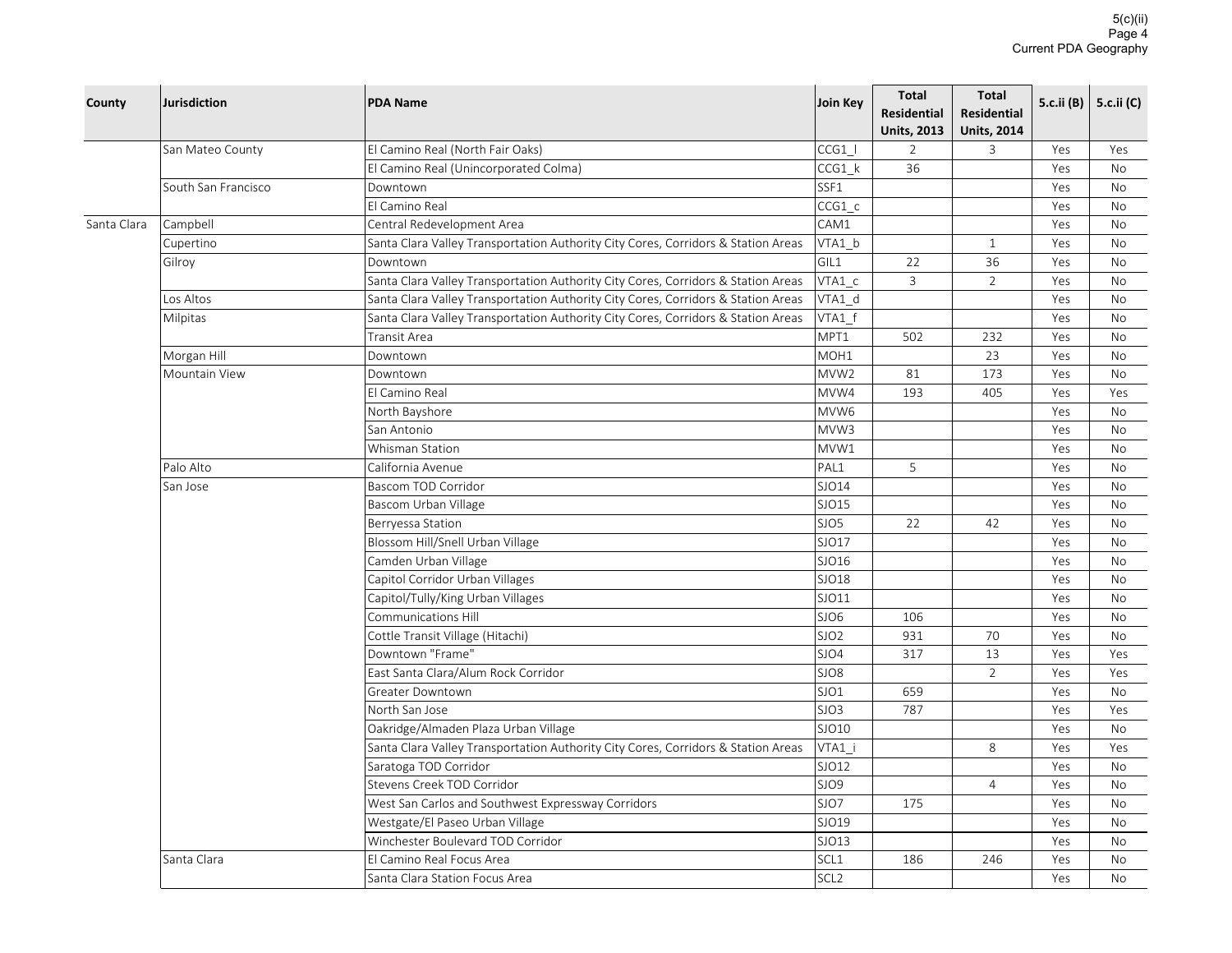| County | Jurisdiction | PDA Name | Join Key | Total Residential Units, 2013 | Total Residential Units, 2014 | 5.c.ii (B) | 5.c.ii (C) |
|---|---|---|---|---|---|---|---|
| | San Mateo County | El Camino Real (North Fair Oaks) | CCG1_l | 2 | 3 | Yes | Yes |
| | | El Camino Real (Unincorporated Colma) | CCG1_k | 36 | | Yes | No |
| | South San Francisco | Downtown | SSF1 | | | Yes | No |
| | | El Camino Real | CCG1_c | | | Yes | No |
| Santa Clara | Campbell | Central Redevelopment Area | CAM1 | | | Yes | No |
| | Cupertino | Santa Clara Valley Transportation Authority City Cores, Corridors & Station Areas | VTA1_b | | 1 | Yes | No |
| | Gilroy | Downtown | GIL1 | 22 | 36 | Yes | No |
| | | Santa Clara Valley Transportation Authority City Cores, Corridors & Station Areas | VTA1_c | 3 | 2 | Yes | No |
| | Los Altos | Santa Clara Valley Transportation Authority City Cores, Corridors & Station Areas | VTA1_d | | | Yes | No |
| | Milpitas | Santa Clara Valley Transportation Authority City Cores, Corridors & Station Areas | VTA1_f | | | Yes | No |
| | | Transit Area | MPT1 | 502 | 232 | Yes | No |
| | Morgan Hill | Downtown | MOH1 | | 23 | Yes | No |
| | Mountain View | Downtown | MVW2 | 81 | 173 | Yes | No |
| | | El Camino Real | MVW4 | 193 | 405 | Yes | Yes |
| | | North Bayshore | MVW6 | | | Yes | No |
| | | San Antonio | MVW3 | | | Yes | No |
| | | Whisman Station | MVW1 | | | Yes | No |
| | Palo Alto | California Avenue | PAL1 | 5 | | Yes | No |
| | San Jose | Bascom TOD Corridor | SJO14 | | | Yes | No |
| | | Bascom Urban Village | SJO15 | | | Yes | No |
| | | Berryessa Station | SJO5 | 22 | 42 | Yes | No |
| | | Blossom Hill/Snell Urban Village | SJO17 | | | Yes | No |
| | | Camden Urban Village | SJO16 | | | Yes | No |
| | | Capitol Corridor Urban Villages | SJO18 | | | Yes | No |
| | | Capitol/Tully/King Urban Villages | SJO11 | | | Yes | No |
| | | Communications Hill | SJO6 | 106 | | Yes | No |
| | | Cottle Transit Village (Hitachi) | SJO2 | 931 | 70 | Yes | No |
| | | Downtown "Frame" | SJO4 | 317 | 13 | Yes | Yes |
| | | East Santa Clara/Alum Rock Corridor | SJO8 | | 2 | Yes | Yes |
| | | Greater Downtown | SJO1 | 659 | | Yes | No |
| | | North San Jose | SJO3 | 787 | | Yes | Yes |
| | | Oakridge/Almaden Plaza Urban Village | SJO10 | | | Yes | No |
| | | Santa Clara Valley Transportation Authority City Cores, Corridors & Station Areas | VTA1_i | | 8 | Yes | Yes |
| | | Saratoga TOD Corridor | SJO12 | | | Yes | No |
| | | Stevens Creek TOD Corridor | SJO9 | | 4 | Yes | No |
| | | West San Carlos and Southwest Expressway Corridors | SJO7 | 175 | | Yes | No |
| | | Westgate/El Paseo Urban Village | SJO19 | | | Yes | No |
| | | Winchester Boulevard TOD Corridor | SJO13 | | | Yes | No |
| | Santa Clara | El Camino Real Focus Area | SCL1 | 186 | 246 | Yes | No |
| | | Santa Clara Station Focus Area | SCL2 | | | Yes | No |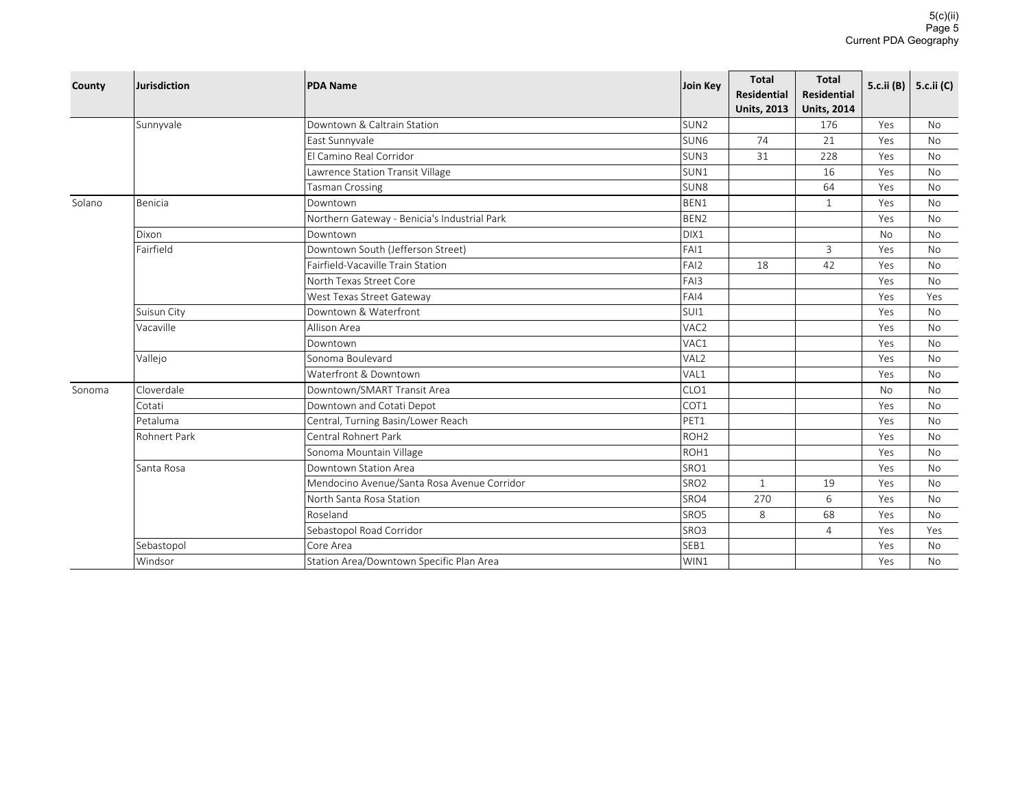| County | Jurisdiction | PDA Name | Join Key | Total Residential Units, 2013 | Total Residential Units, 2014 | 5.c.ii (B) | 5.c.ii (C) |
|---|---|---|---|---|---|---|---|
| | Sunnyvale | Downtown & Caltrain Station | SUN2 | | 176 | Yes | No |
| | | East Sunnyvale | SUN6 | 74 | 21 | Yes | No |
| | | El Camino Real Corridor | SUN3 | 31 | 228 | Yes | No |
| | | Lawrence Station Transit Village | SUN1 | | 16 | Yes | No |
| | | Tasman Crossing | SUN8 | | 64 | Yes | No |
| Solano | Benicia | Downtown | BEN1 | | 1 | Yes | No |
| | | Northern Gateway - Benicia's Industrial Park | BEN2 | | | Yes | No |
| | Dixon | Downtown | DIX1 | | | No | No |
| | Fairfield | Downtown South (Jefferson Street) | FAI1 | | 3 | Yes | No |
| | | Fairfield-Vacaville Train Station | FAI2 | 18 | 42 | Yes | No |
| | | North Texas Street Core | FAI3 | | | Yes | No |
| | | West Texas Street Gateway | FAI4 | | | Yes | Yes |
| | Suisun City | Downtown & Waterfront | SUI1 | | | Yes | No |
| | Vacaville | Allison Area | VAC2 | | | Yes | No |
| | | Downtown | VAC1 | | | Yes | No |
| | Vallejo | Sonoma Boulevard | VAL2 | | | Yes | No |
| | | Waterfront & Downtown | VAL1 | | | Yes | No |
| Sonoma | Cloverdale | Downtown/SMART Transit Area | CLO1 | | | No | No |
| | Cotati | Downtown and Cotati Depot | COT1 | | | Yes | No |
| | Petaluma | Central, Turning Basin/Lower Reach | PET1 | | | Yes | No |
| | Rohnert Park | Central Rohnert Park | ROH2 | | | Yes | No |
| | | Sonoma Mountain Village | ROH1 | | | Yes | No |
| | Santa Rosa | Downtown Station Area | SRO1 | | | Yes | No |
| | | Mendocino Avenue/Santa Rosa Avenue Corridor | SRO2 | 1 | 19 | Yes | No |
| | | North Santa Rosa Station | SRO4 | 270 | 6 | Yes | No |
| | | Roseland | SRO5 | 8 | 68 | Yes | No |
| | | Sebastopol Road Corridor | SRO3 | | 4 | Yes | Yes |
| | Sebastopol | Core Area | SEB1 | | | Yes | No |
| | Windsor | Station Area/Downtown Specific Plan Area | WIN1 | | | Yes | No |